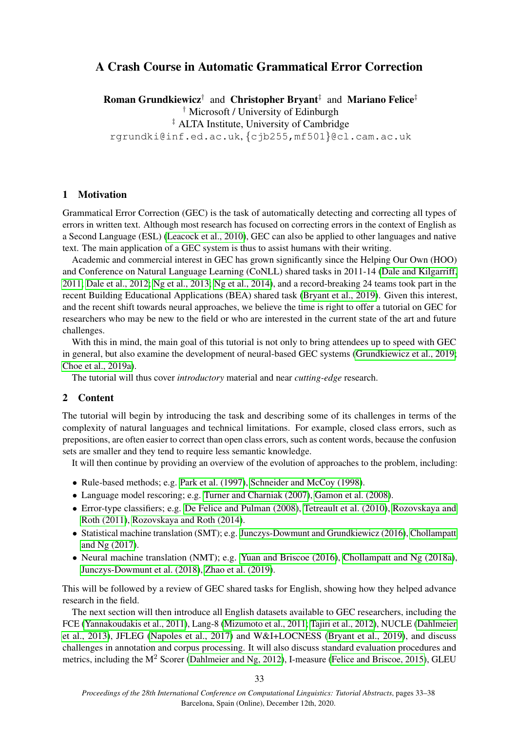# A Crash Course in Automatic Grammatical Error Correction

**Roman Grundkiewicz**[†] and **Christopher Bryant**[‡] and **Mariano Felice**[‡]

[†] Microsoft / University of Edinburgh

[‡] ALTA Institute, University of Cambridge

rgrundki@inf.ed.ac.uk, {cjb255,mf501}@cl.cam.ac.uk

## 1 Motivation

Grammatical Error Correction (GEC) is the task of automatically detecting and correcting all types of errors in written text. Although most research has focused on correcting errors in the context of English as a Second Language (ESL) (Leacock et al., 2010), GEC can also be applied to other languages and native text. The main application of a GEC system is thus to assist humans with their writing.

Academic and commercial interest in GEC has grown significantly since the Helping Our Own (HOO) and Conference on Natural Language Learning (CoNLL) shared tasks in 2011-14 (Dale and Kilgarriff, 2011; Dale et al., 2012; Ng et al., 2013; Ng et al., 2014), and a record-breaking 24 teams took part in the recent Building Educational Applications (BEA) shared task (Bryant et al., 2019). Given this interest, and the recent shift towards neural approaches, we believe the time is right to offer a tutorial on GEC for researchers who may be new to the field or who are interested in the current state of the art and future challenges.

With this in mind, the main goal of this tutorial is not only to bring attendees up to speed with GEC in general, but also examine the development of neural-based GEC systems (Grundkiewicz et al., 2019; Choe et al., 2019a).

The tutorial will thus cover *introductory* material and near *cutting-edge* research.

## 2 Content

The tutorial will begin by introducing the task and describing some of its challenges in terms of the complexity of natural languages and technical limitations. For example, closed class errors, such as prepositions, are often easier to correct than open class errors, such as content words, because the confusion sets are smaller and they tend to require less semantic knowledge.

It will then continue by providing an overview of the evolution of approaches to the problem, including:

- Rule-based methods; e.g. Park et al. (1997), Schneider and McCoy (1998).
- Language model rescoring; e.g. Turner and Charniak (2007), Gamon et al. (2008).
- Error-type classifiers; e.g. De Felice and Pulman (2008), Tetreault et al. (2010), Rozovskaya and Roth (2011), Rozovskaya and Roth (2014).
- Statistical machine translation (SMT); e.g. Junczys-Dowmunt and Grundkiewicz (2016), Chollampatt and Ng (2017).
- Neural machine translation (NMT); e.g. Yuan and Briscoe (2016), Chollampatt and Ng (2018a), Junczys-Dowmunt et al. (2018), Zhao et al. (2019).

This will be followed by a review of GEC shared tasks for English, showing how they helped advance research in the field.

The next section will then introduce all English datasets available to GEC researchers, including the FCE (Yannakoudakis et al., 2011), Lang-8 (Mizumoto et al., 2011; Tajiri et al., 2012), NUCLE (Dahlmeier et al., 2013), JFLEG (Napoles et al., 2017) and W&I+LOCNESS (Bryant et al., 2019), and discuss challenges in annotation and corpus processing. It will also discuss standard evaluation procedures and metrics, including the $M^2$ Scorer (Dahlmeier and Ng, 2012), I-measure (Felice and Briscoe, 2015), GLEU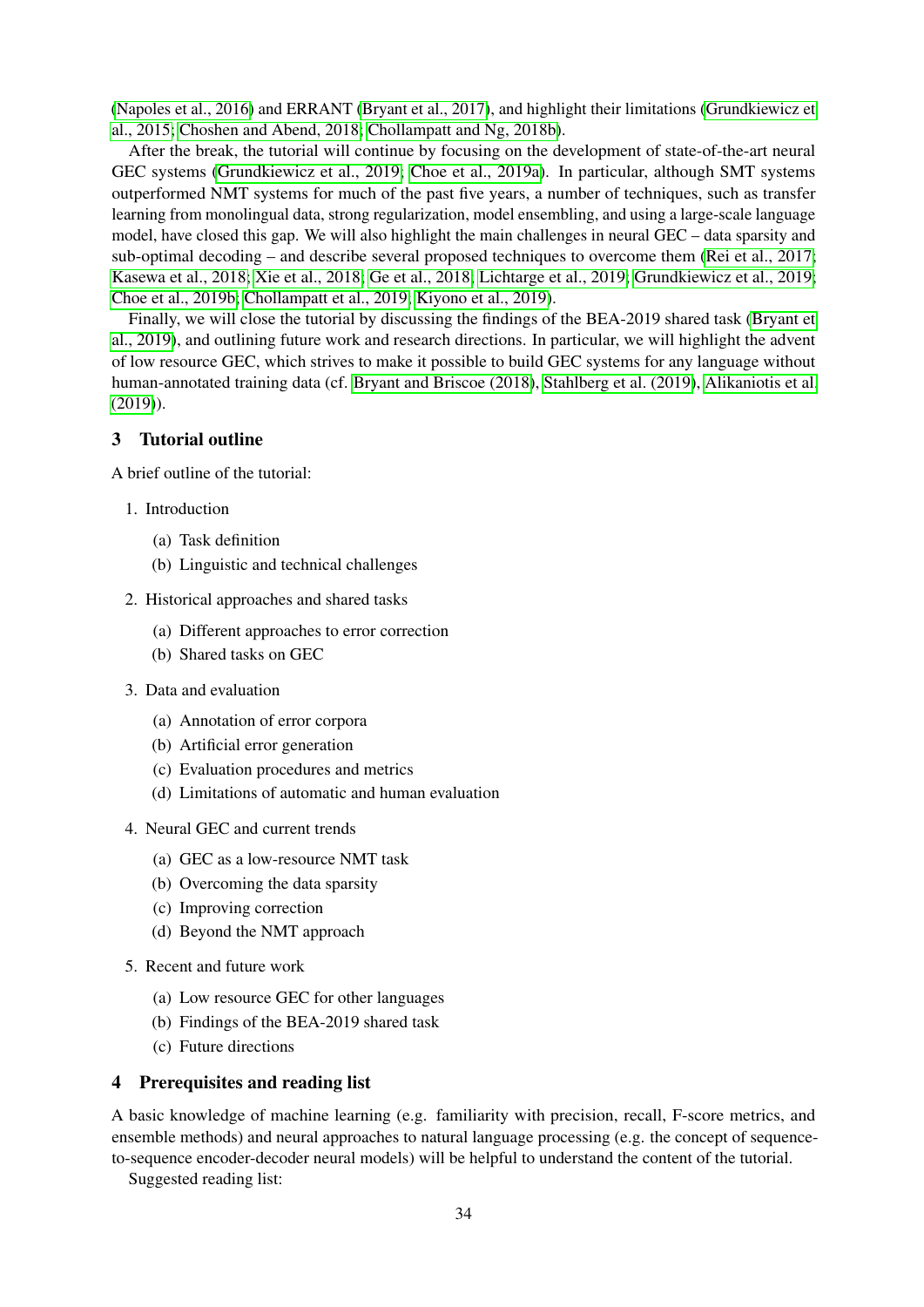(Napoles et al., 2016) and ERRANT (Bryant et al., 2017), and highlight their limitations (Grundkiewicz et al., 2015; Choshen and Abend, 2018; Chollampatt and Ng, 2018b).

After the break, the tutorial will continue by focusing on the development of state-of-the-art neural GEC systems (Grundkiewicz et al., 2019; Choe et al., 2019a). In particular, although SMT systems outperformed NMT systems for much of the past five years, a number of techniques, such as transfer learning from monolingual data, strong regularization, model ensembling, and using a large-scale language model, have closed this gap. We will also highlight the main challenges in neural GEC – data sparsity and sub-optimal decoding – and describe several proposed techniques to overcome them (Rei et al., 2017; Kasewa et al., 2018; Xie et al., 2018; Ge et al., 2018; Lichtarge et al., 2019; Grundkiewicz et al., 2019; Choe et al., 2019b; Chollampatt et al., 2019; Kiyono et al., 2019).

Finally, we will close the tutorial by discussing the findings of the BEA-2019 shared task (Bryant et al., 2019), and outlining future work and research directions. In particular, we will highlight the advent of low resource GEC, which strives to make it possible to build GEC systems for any language without human-annotated training data (cf. Bryant and Briscoe (2018), Stahlberg et al. (2019), Alikaniotis et al. (2019)).

## 3 Tutorial outline

A brief outline of the tutorial:

1. Introduction
   (a) Task definition
   (b) Linguistic and technical challenges
2. Historical approaches and shared tasks
   (a) Different approaches to error correction
   (b) Shared tasks on GEC
3. Data and evaluation
   (a) Annotation of error corpora
   (b) Artificial error generation
   (c) Evaluation procedures and metrics
   (d) Limitations of automatic and human evaluation
4. Neural GEC and current trends
   (a) GEC as a low-resource NMT task
   (b) Overcoming the data sparsity
   (c) Improving correction
   (d) Beyond the NMT approach
5. Recent and future work
   (a) Low resource GEC for other languages
   (b) Findings of the BEA-2019 shared task
   (c) Future directions

## 4 Prerequisites and reading list

A basic knowledge of machine learning (e.g. familiarity with precision, recall, F-score metrics, and ensemble methods) and neural approaches to natural language processing (e.g. the concept of sequence-to-sequence encoder-decoder neural models) will be helpful to understand the content of the tutorial.

Suggested reading list: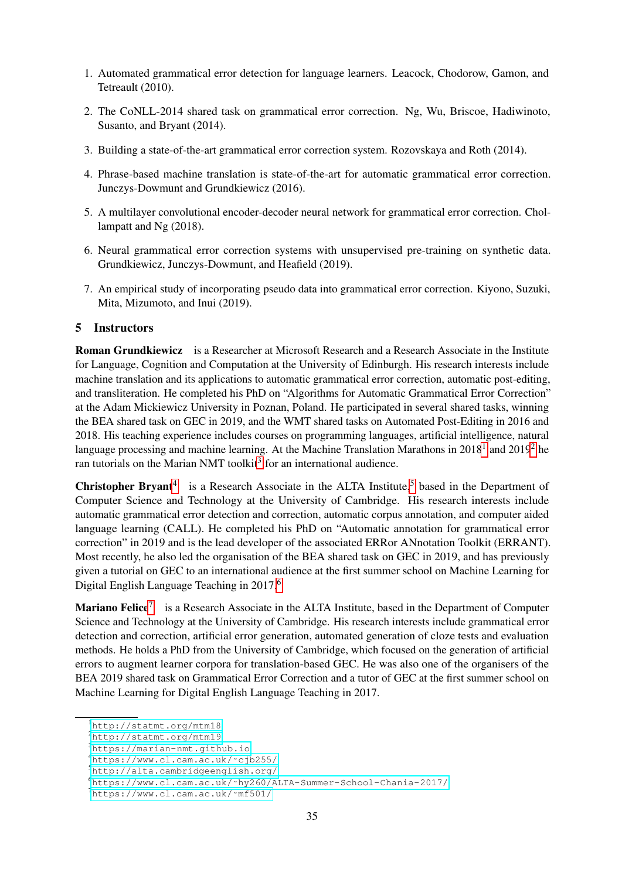1. Automated grammatical error detection for language learners. Leacock, Chodorow, Gamon, and Tetreault (2010).

2. The CoNLL-2014 shared task on grammatical error correction. Ng, Wu, Briscoe, Hadiwinoto, Susanto, and Bryant (2014).

3. Building a state-of-the-art grammatical error correction system. Rozovskaya and Roth (2014).

4. Phrase-based machine translation is state-of-the-art for automatic grammatical error correction. Junczys-Dowmunt and Grundkiewicz (2016).

5. A multilayer convolutional encoder-decoder neural network for grammatical error correction. Chollampatt and Ng (2018).

6. Neural grammatical error correction systems with unsupervised pre-training on synthetic data. Grundkiewicz, Junczys-Dowmunt, and Heafield (2019).

7. An empirical study of incorporating pseudo data into grammatical error correction. Kiyono, Suzuki, Mita, Mizumoto, and Inui (2019).

## 5 Instructors

**Roman Grundkiewicz** is a Researcher at Microsoft Research and a Research Associate in the Institute for Language, Cognition and Computation at the University of Edinburgh. His research interests include machine translation and its applications to automatic grammatical error correction, automatic post-editing, and transliteration. He completed his PhD on "Algorithms for Automatic Grammatical Error Correction" at the Adam Mickiewicz University in Poznan, Poland. He participated in several shared tasks, winning the BEA shared task on GEC in 2019, and the WMT shared tasks on Automated Post-Editing in 2016 and 2018. His teaching experience includes courses on programming languages, artificial intelligence, natural language processing and machine learning. At the Machine Translation Marathons in 2018[1] and 2019[2] he ran tutorials on the Marian NMT toolkit[3] for an international audience.

**Christopher Bryant**[4] is a Research Associate in the ALTA Institute,[5] based in the Department of Computer Science and Technology at the University of Cambridge. His research interests include automatic grammatical error detection and correction, automatic corpus annotation, and computer aided language learning (CALL). He completed his PhD on "Automatic annotation for grammatical error correction" in 2019 and is the lead developer of the associated ERRor ANnotation Toolkit (ERRANT). Most recently, he also led the organisation of the BEA shared task on GEC in 2019, and has previously given a tutorial on GEC to an international audience at the first summer school on Machine Learning for Digital English Language Teaching in 2017.[6]

**Mariano Felice**[7] is a Research Associate in the ALTA Institute, based in the Department of Computer Science and Technology at the University of Cambridge. His research interests include grammatical error detection and correction, artificial error generation, automated generation of cloze tests and evaluation methods. He holds a PhD from the University of Cambridge, which focused on the generation of artificial errors to augment learner corpora for translation-based GEC. He was also one of the organisers of the BEA 2019 shared task on Grammatical Error Correction and a tutor of GEC at the first summer school on Machine Learning for Digital English Language Teaching in 2017.

---

[1] http://statmt.org/mtm18
[2] http://statmt.org/mtm19
[3] https://marian-nmt.github.io
[4] https://www.cl.cam.ac.uk/~cjb255/
[5] http://alta.cambridgeenglish.org/
[6] https://www.cl.cam.ac.uk/~hy260/ALTA-Summer-School-Chania-2017/
[7] https://www.cl.cam.ac.uk/~mf501/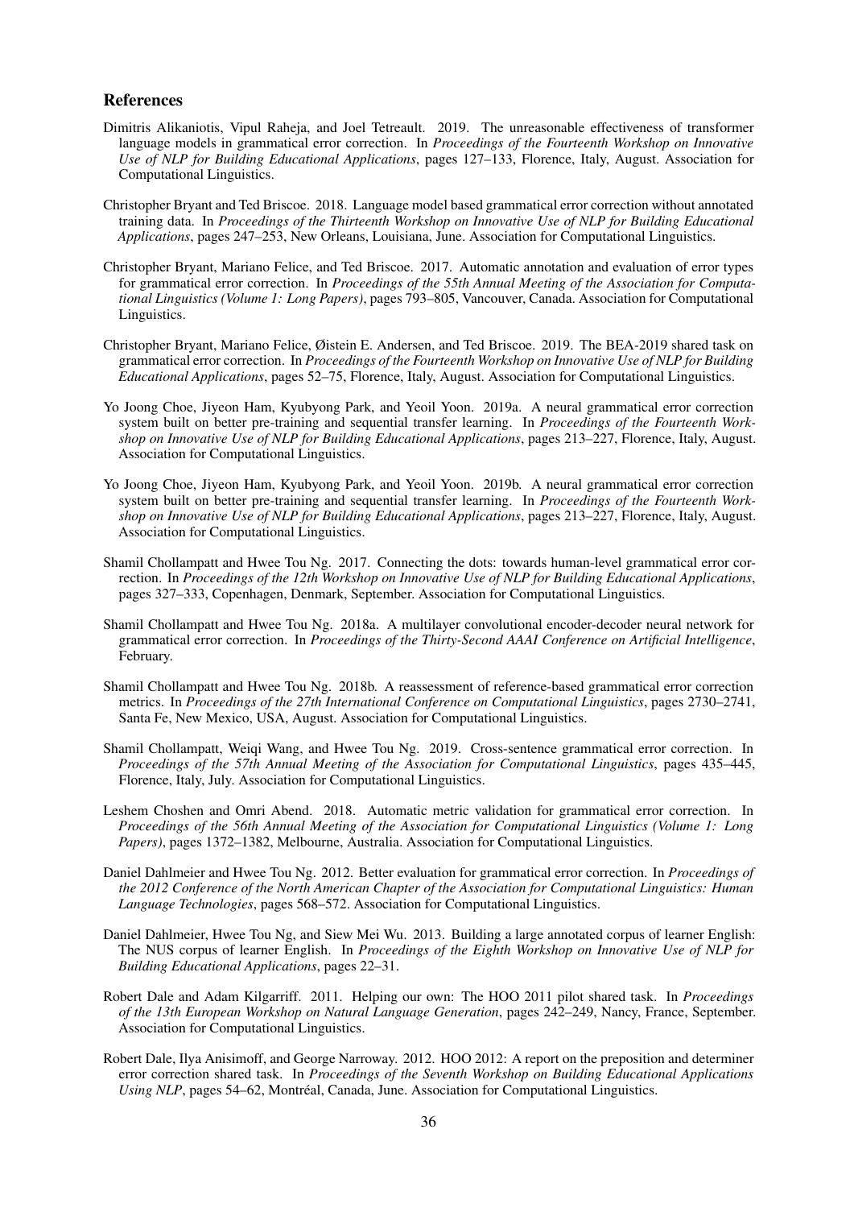## References

Dimitris Alikaniotis, Vipul Raheja, and Joel Tetreault. 2019. The unreasonable effectiveness of transformer language models in grammatical error correction. In *Proceedings of the Fourteenth Workshop on Innovative Use of NLP for Building Educational Applications*, pages 127–133, Florence, Italy, August. Association for Computational Linguistics.

Christopher Bryant and Ted Briscoe. 2018. Language model based grammatical error correction without annotated training data. In *Proceedings of the Thirteenth Workshop on Innovative Use of NLP for Building Educational Applications*, pages 247–253, New Orleans, Louisiana, June. Association for Computational Linguistics.

Christopher Bryant, Mariano Felice, and Ted Briscoe. 2017. Automatic annotation and evaluation of error types for grammatical error correction. In *Proceedings of the 55th Annual Meeting of the Association for Computational Linguistics (Volume 1: Long Papers)*, pages 793–805, Vancouver, Canada. Association for Computational Linguistics.

Christopher Bryant, Mariano Felice, Øistein E. Andersen, and Ted Briscoe. 2019. The BEA-2019 shared task on grammatical error correction. In *Proceedings of the Fourteenth Workshop on Innovative Use of NLP for Building Educational Applications*, pages 52–75, Florence, Italy, August. Association for Computational Linguistics.

Yo Joong Choe, Jiyeon Ham, Kyubyong Park, and Yeoil Yoon. 2019a. A neural grammatical error correction system built on better pre-training and sequential transfer learning. In *Proceedings of the Fourteenth Workshop on Innovative Use of NLP for Building Educational Applications*, pages 213–227, Florence, Italy, August. Association for Computational Linguistics.

Yo Joong Choe, Jiyeon Ham, Kyubyong Park, and Yeoil Yoon. 2019b. A neural grammatical error correction system built on better pre-training and sequential transfer learning. In *Proceedings of the Fourteenth Workshop on Innovative Use of NLP for Building Educational Applications*, pages 213–227, Florence, Italy, August. Association for Computational Linguistics.

Shamil Chollampatt and Hwee Tou Ng. 2017. Connecting the dots: towards human-level grammatical error correction. In *Proceedings of the 12th Workshop on Innovative Use of NLP for Building Educational Applications*, pages 327–333, Copenhagen, Denmark, September. Association for Computational Linguistics.

Shamil Chollampatt and Hwee Tou Ng. 2018a. A multilayer convolutional encoder-decoder neural network for grammatical error correction. In *Proceedings of the Thirty-Second AAAI Conference on Artificial Intelligence*, February.

Shamil Chollampatt and Hwee Tou Ng. 2018b. A reassessment of reference-based grammatical error correction metrics. In *Proceedings of the 27th International Conference on Computational Linguistics*, pages 2730–2741, Santa Fe, New Mexico, USA, August. Association for Computational Linguistics.

Shamil Chollampatt, Weiqi Wang, and Hwee Tou Ng. 2019. Cross-sentence grammatical error correction. In *Proceedings of the 57th Annual Meeting of the Association for Computational Linguistics*, pages 435–445, Florence, Italy, July. Association for Computational Linguistics.

Leshem Choshen and Omri Abend. 2018. Automatic metric validation for grammatical error correction. In *Proceedings of the 56th Annual Meeting of the Association for Computational Linguistics (Volume 1: Long Papers)*, pages 1372–1382, Melbourne, Australia. Association for Computational Linguistics.

Daniel Dahlmeier and Hwee Tou Ng. 2012. Better evaluation for grammatical error correction. In *Proceedings of the 2012 Conference of the North American Chapter of the Association for Computational Linguistics: Human Language Technologies*, pages 568–572. Association for Computational Linguistics.

Daniel Dahlmeier, Hwee Tou Ng, and Siew Mei Wu. 2013. Building a large annotated corpus of learner English: The NUS corpus of learner English. In *Proceedings of the Eighth Workshop on Innovative Use of NLP for Building Educational Applications*, pages 22–31.

Robert Dale and Adam Kilgarriff. 2011. Helping our own: The HOO 2011 pilot shared task. In *Proceedings of the 13th European Workshop on Natural Language Generation*, pages 242–249, Nancy, France, September. Association for Computational Linguistics.

Robert Dale, Ilya Anisimoff, and George Narroway. 2012. HOO 2012: A report on the preposition and determiner error correction shared task. In *Proceedings of the Seventh Workshop on Building Educational Applications Using NLP*, pages 54–62, Montréal, Canada, June. Association for Computational Linguistics.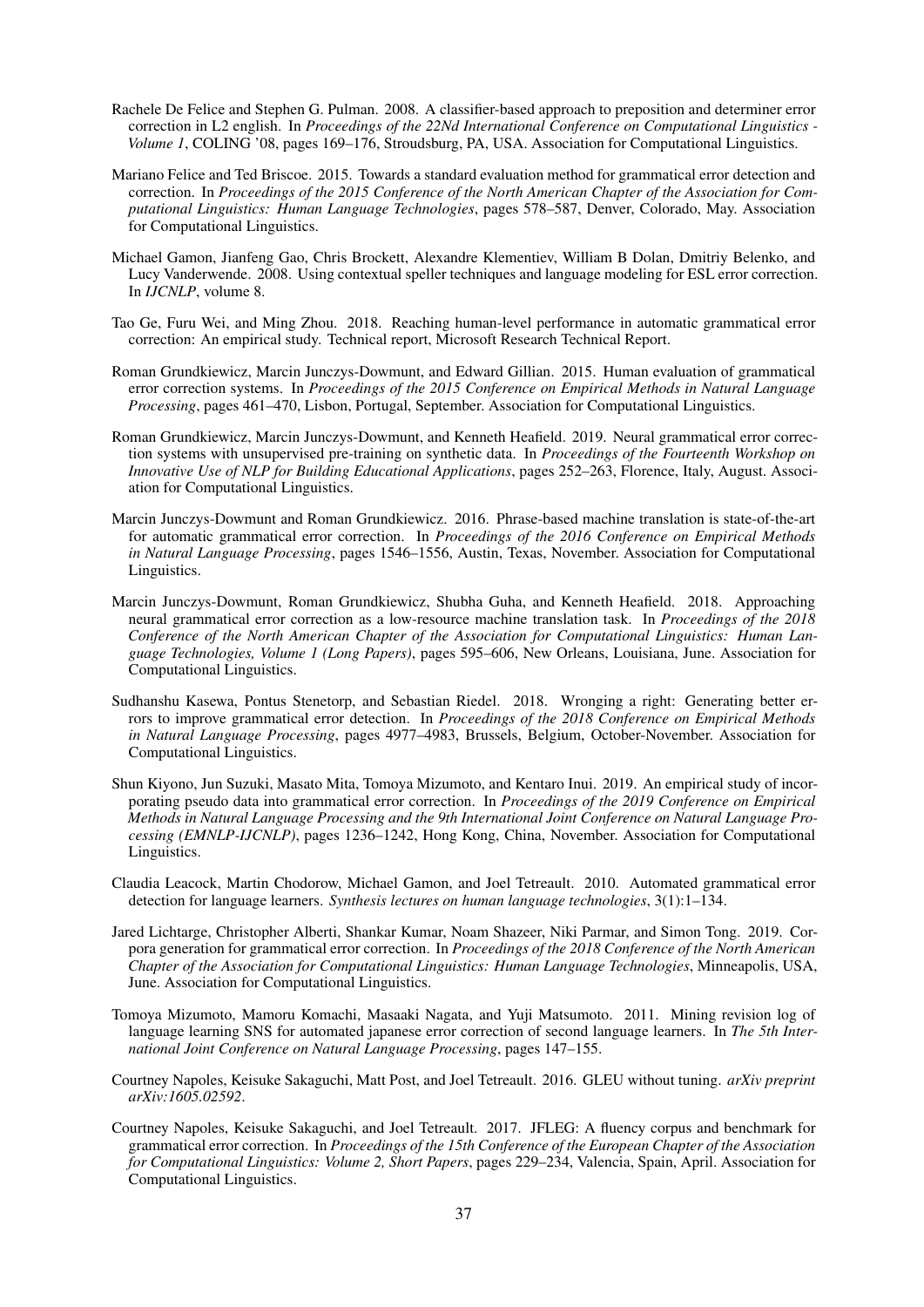Rachele De Felice and Stephen G. Pulman. 2008. A classifier-based approach to preposition and determiner error correction in L2 english. In *Proceedings of the 22Nd International Conference on Computational Linguistics - Volume 1*, COLING '08, pages 169–176, Stroudsburg, PA, USA. Association for Computational Linguistics.

Mariano Felice and Ted Briscoe. 2015. Towards a standard evaluation method for grammatical error detection and correction. In *Proceedings of the 2015 Conference of the North American Chapter of the Association for Computational Linguistics: Human Language Technologies*, pages 578–587, Denver, Colorado, May. Association for Computational Linguistics.

Michael Gamon, Jianfeng Gao, Chris Brockett, Alexandre Klementiev, William B Dolan, Dmitriy Belenko, and Lucy Vanderwende. 2008. Using contextual speller techniques and language modeling for ESL error correction. In *IJCNLP*, volume 8.

Tao Ge, Furu Wei, and Ming Zhou. 2018. Reaching human-level performance in automatic grammatical error correction: An empirical study. Technical report, Microsoft Research Technical Report.

Roman Grundkiewicz, Marcin Junczys-Dowmunt, and Edward Gillian. 2015. Human evaluation of grammatical error correction systems. In *Proceedings of the 2015 Conference on Empirical Methods in Natural Language Processing*, pages 461–470, Lisbon, Portugal, September. Association for Computational Linguistics.

Roman Grundkiewicz, Marcin Junczys-Dowmunt, and Kenneth Heafield. 2019. Neural grammatical error correction systems with unsupervised pre-training on synthetic data. In *Proceedings of the Fourteenth Workshop on Innovative Use of NLP for Building Educational Applications*, pages 252–263, Florence, Italy, August. Association for Computational Linguistics.

Marcin Junczys-Dowmunt and Roman Grundkiewicz. 2016. Phrase-based machine translation is state-of-the-art for automatic grammatical error correction. In *Proceedings of the 2016 Conference on Empirical Methods in Natural Language Processing*, pages 1546–1556, Austin, Texas, November. Association for Computational Linguistics.

Marcin Junczys-Dowmunt, Roman Grundkiewicz, Shubha Guha, and Kenneth Heafield. 2018. Approaching neural grammatical error correction as a low-resource machine translation task. In *Proceedings of the 2018 Conference of the North American Chapter of the Association for Computational Linguistics: Human Language Technologies, Volume 1 (Long Papers)*, pages 595–606, New Orleans, Louisiana, June. Association for Computational Linguistics.

Sudhanshu Kasewa, Pontus Stenetorp, and Sebastian Riedel. 2018. Wronging a right: Generating better errors to improve grammatical error detection. In *Proceedings of the 2018 Conference on Empirical Methods in Natural Language Processing*, pages 4977–4983, Brussels, Belgium, October-November. Association for Computational Linguistics.

Shun Kiyono, Jun Suzuki, Masato Mita, Tomoya Mizumoto, and Kentaro Inui. 2019. An empirical study of incorporating pseudo data into grammatical error correction. In *Proceedings of the 2019 Conference on Empirical Methods in Natural Language Processing and the 9th International Joint Conference on Natural Language Processing (EMNLP-IJCNLP)*, pages 1236–1242, Hong Kong, China, November. Association for Computational Linguistics.

Claudia Leacock, Martin Chodorow, Michael Gamon, and Joel Tetreault. 2010. Automated grammatical error detection for language learners. *Synthesis lectures on human language technologies*, 3(1):1–134.

Jared Lichtarge, Christopher Alberti, Shankar Kumar, Noam Shazeer, Niki Parmar, and Simon Tong. 2019. Corpora generation for grammatical error correction. In *Proceedings of the 2018 Conference of the North American Chapter of the Association for Computational Linguistics: Human Language Technologies*, Minneapolis, USA, June. Association for Computational Linguistics.

Tomoya Mizumoto, Mamoru Komachi, Masaaki Nagata, and Yuji Matsumoto. 2011. Mining revision log of language learning SNS for automated japanese error correction of second language learners. In *The 5th International Joint Conference on Natural Language Processing*, pages 147–155.

Courtney Napoles, Keisuke Sakaguchi, Matt Post, and Joel Tetreault. 2016. GLEU without tuning. *arXiv preprint arXiv:1605.02592*.

Courtney Napoles, Keisuke Sakaguchi, and Joel Tetreault. 2017. JFLEG: A fluency corpus and benchmark for grammatical error correction. In *Proceedings of the 15th Conference of the European Chapter of the Association for Computational Linguistics: Volume 2, Short Papers*, pages 229–234, Valencia, Spain, April. Association for Computational Linguistics.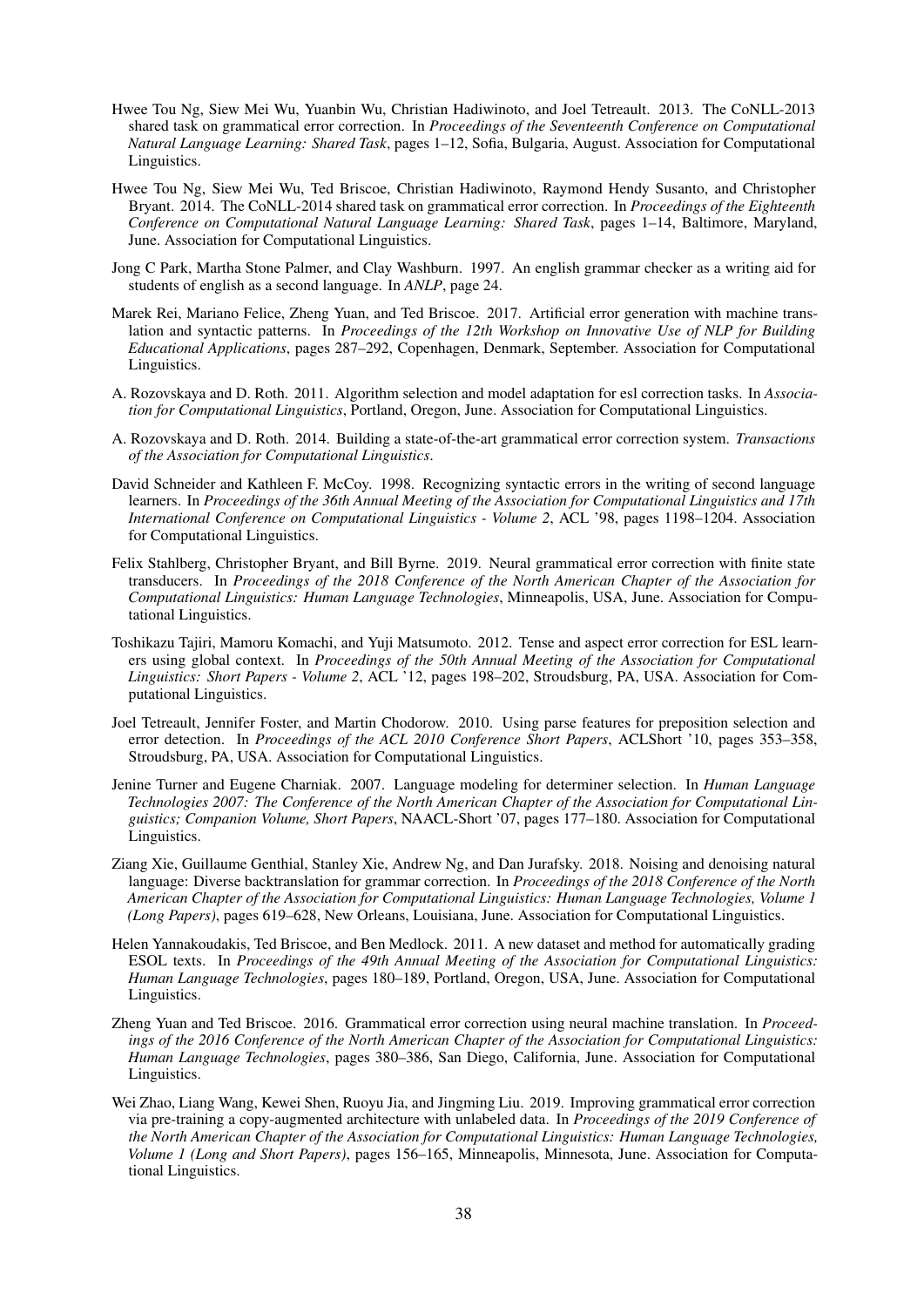Hwee Tou Ng, Siew Mei Wu, Yuanbin Wu, Christian Hadiwinoto, and Joel Tetreault. 2013. The CoNLL-2013 shared task on grammatical error correction. In *Proceedings of the Seventeenth Conference on Computational Natural Language Learning: Shared Task*, pages 1–12, Sofia, Bulgaria, August. Association for Computational Linguistics.

Hwee Tou Ng, Siew Mei Wu, Ted Briscoe, Christian Hadiwinoto, Raymond Hendy Susanto, and Christopher Bryant. 2014. The CoNLL-2014 shared task on grammatical error correction. In *Proceedings of the Eighteenth Conference on Computational Natural Language Learning: Shared Task*, pages 1–14, Baltimore, Maryland, June. Association for Computational Linguistics.

Jong C Park, Martha Stone Palmer, and Clay Washburn. 1997. An english grammar checker as a writing aid for students of english as a second language. In *ANLP*, page 24.

Marek Rei, Mariano Felice, Zheng Yuan, and Ted Briscoe. 2017. Artificial error generation with machine translation and syntactic patterns. In *Proceedings of the 12th Workshop on Innovative Use of NLP for Building Educational Applications*, pages 287–292, Copenhagen, Denmark, September. Association for Computational Linguistics.

A. Rozovskaya and D. Roth. 2011. Algorithm selection and model adaptation for esl correction tasks. In *Association for Computational Linguistics*, Portland, Oregon, June. Association for Computational Linguistics.

A. Rozovskaya and D. Roth. 2014. Building a state-of-the-art grammatical error correction system. *Transactions of the Association for Computational Linguistics*.

David Schneider and Kathleen F. McCoy. 1998. Recognizing syntactic errors in the writing of second language learners. In *Proceedings of the 36th Annual Meeting of the Association for Computational Linguistics and 17th International Conference on Computational Linguistics - Volume 2*, ACL '98, pages 1198–1204. Association for Computational Linguistics.

Felix Stahlberg, Christopher Bryant, and Bill Byrne. 2019. Neural grammatical error correction with finite state transducers. In *Proceedings of the 2018 Conference of the North American Chapter of the Association for Computational Linguistics: Human Language Technologies*, Minneapolis, USA, June. Association for Computational Linguistics.

Toshikazu Tajiri, Mamoru Komachi, and Yuji Matsumoto. 2012. Tense and aspect error correction for ESL learners using global context. In *Proceedings of the 50th Annual Meeting of the Association for Computational Linguistics: Short Papers - Volume 2*, ACL '12, pages 198–202, Stroudsburg, PA, USA. Association for Computational Linguistics.

Joel Tetreault, Jennifer Foster, and Martin Chodorow. 2010. Using parse features for preposition selection and error detection. In *Proceedings of the ACL 2010 Conference Short Papers*, ACLShort '10, pages 353–358, Stroudsburg, PA, USA. Association for Computational Linguistics.

Jenine Turner and Eugene Charniak. 2007. Language modeling for determiner selection. In *Human Language Technologies 2007: The Conference of the North American Chapter of the Association for Computational Linguistics; Companion Volume, Short Papers*, NAACL-Short '07, pages 177–180. Association for Computational Linguistics.

Ziang Xie, Guillaume Genthial, Stanley Xie, Andrew Ng, and Dan Jurafsky. 2018. Noising and denoising natural language: Diverse backtranslation for grammar correction. In *Proceedings of the 2018 Conference of the North American Chapter of the Association for Computational Linguistics: Human Language Technologies, Volume 1 (Long Papers)*, pages 619–628, New Orleans, Louisiana, June. Association for Computational Linguistics.

Helen Yannakoudakis, Ted Briscoe, and Ben Medlock. 2011. A new dataset and method for automatically grading ESOL texts. In *Proceedings of the 49th Annual Meeting of the Association for Computational Linguistics: Human Language Technologies*, pages 180–189, Portland, Oregon, USA, June. Association for Computational Linguistics.

Zheng Yuan and Ted Briscoe. 2016. Grammatical error correction using neural machine translation. In *Proceedings of the 2016 Conference of the North American Chapter of the Association for Computational Linguistics: Human Language Technologies*, pages 380–386, San Diego, California, June. Association for Computational Linguistics.

Wei Zhao, Liang Wang, Kewei Shen, Ruoyu Jia, and Jingming Liu. 2019. Improving grammatical error correction via pre-training a copy-augmented architecture with unlabeled data. In *Proceedings of the 2019 Conference of the North American Chapter of the Association for Computational Linguistics: Human Language Technologies, Volume 1 (Long and Short Papers)*, pages 156–165, Minneapolis, Minnesota, June. Association for Computational Linguistics.